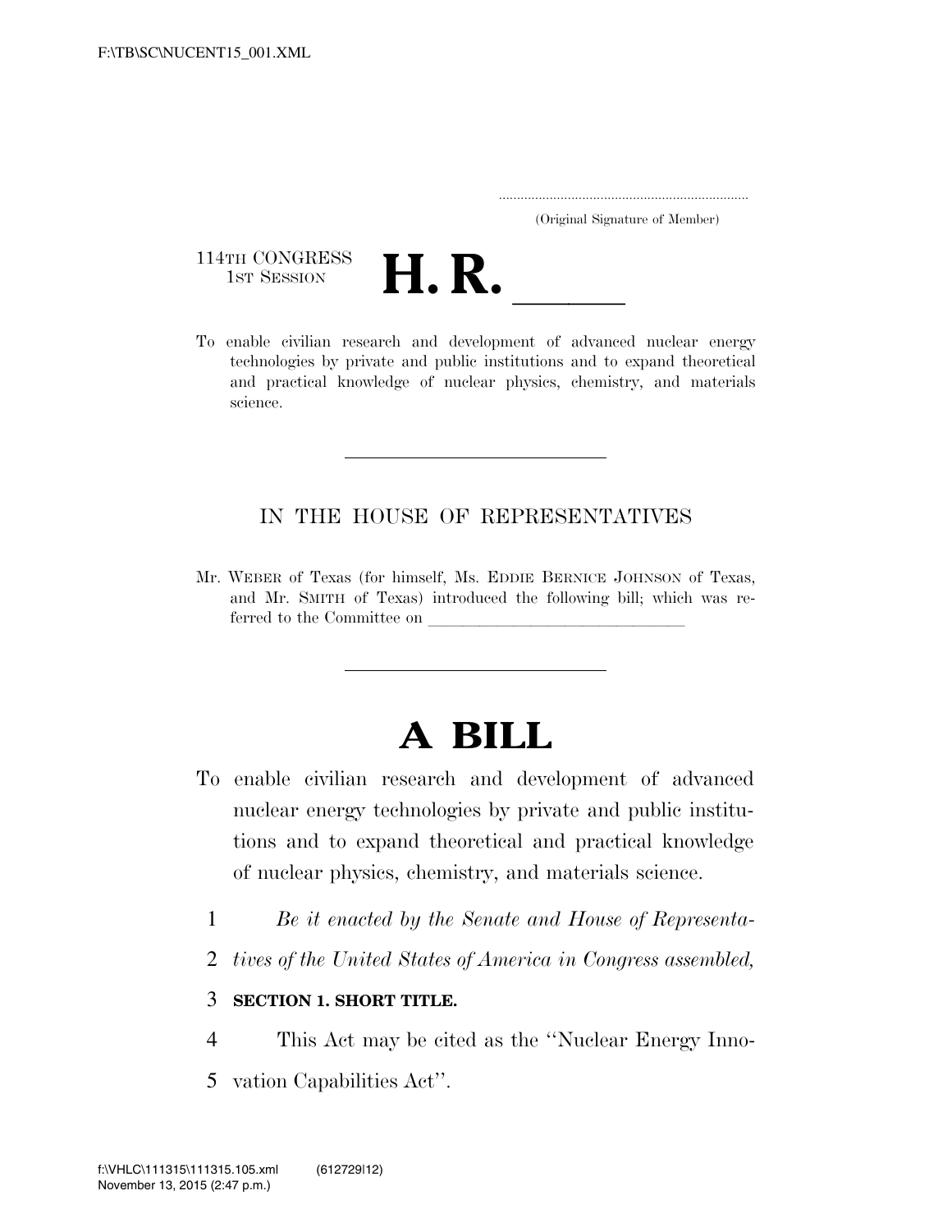(Original Signature of Member)

114TH CONGRESS
1ST SESSION

# H. R. \_\_\_\_\_

To enable civilian research and development of advanced nuclear energy technologies by private and public institutions and to expand theoretical and practical knowledge of nuclear physics, chemistry, and materials science.

---

IN THE HOUSE OF REPRESENTATIVES

Mr. WEBER of Texas (for himself, Ms. EDDIE BERNICE JOHNSON of Texas, and Mr. SMITH of Texas) introduced the following bill; which was referred to the Committee on \_\_\_\_\_\_\_\_\_\_\_\_\_\_\_\_\_\_\_\_\_\_\_\_\_\_\_\_

---

# A BILL

To enable civilian research and development of advanced nuclear energy technologies by private and public institutions and to expand theoretical and practical knowledge of nuclear physics, chemistry, and materials science.

1 *Be it enacted by the Senate and House of Representa-*
2 *tives of the United States of America in Congress assembled,*

3 **SECTION 1. SHORT TITLE.**

4 This Act may be cited as the ''Nuclear Energy Inno-
5 vation Capabilities Act''.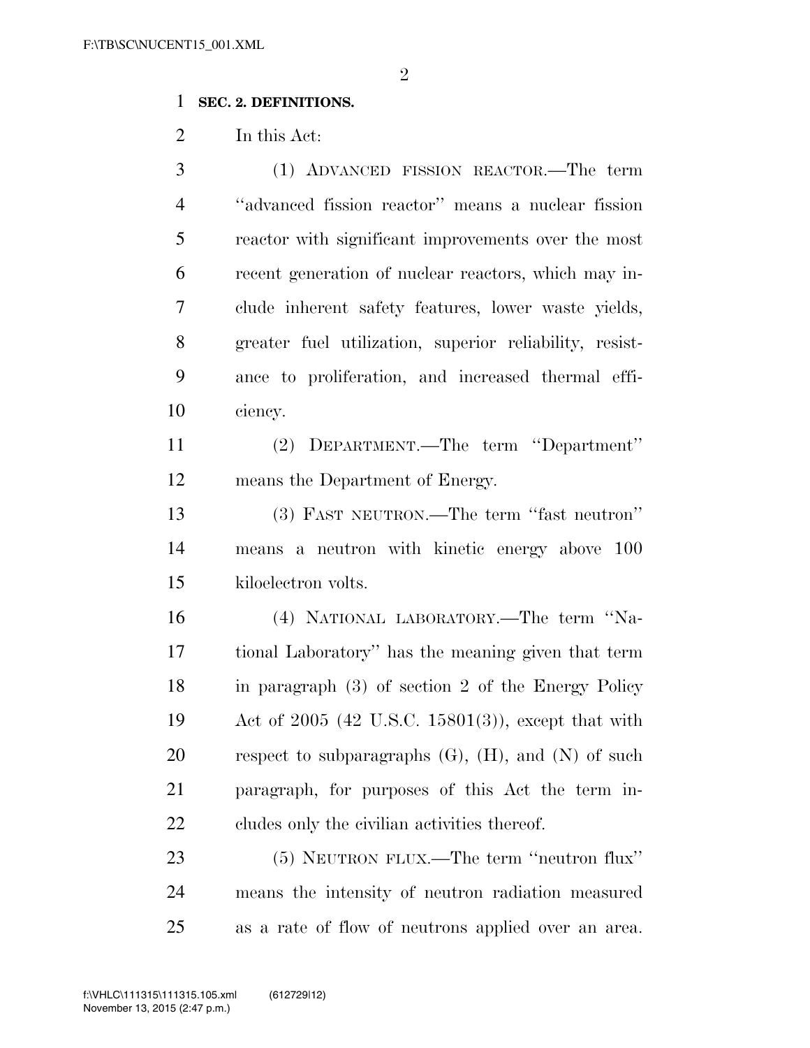**SEC. 2. DEFINITIONS.**

In this Act:

(1) ADVANCED FISSION REACTOR.—The term ''advanced fission reactor'' means a nuclear fission reactor with significant improvements over the most recent generation of nuclear reactors, which may include inherent safety features, lower waste yields, greater fuel utilization, superior reliability, resistance to proliferation, and increased thermal efficiency.

(2) DEPARTMENT.—The term ''Department'' means the Department of Energy.

(3) FAST NEUTRON.—The term ''fast neutron'' means a neutron with kinetic energy above 100 kiloelectron volts.

(4) NATIONAL LABORATORY.—The term ''National Laboratory'' has the meaning given that term in paragraph (3) of section 2 of the Energy Policy Act of 2005 (42 U.S.C. 15801(3)), except that with respect to subparagraphs (G), (H), and (N) of such paragraph, for purposes of this Act the term includes only the civilian activities thereof.

(5) NEUTRON FLUX.—The term ''neutron flux'' means the intensity of neutron radiation measured as a rate of flow of neutrons applied over an area.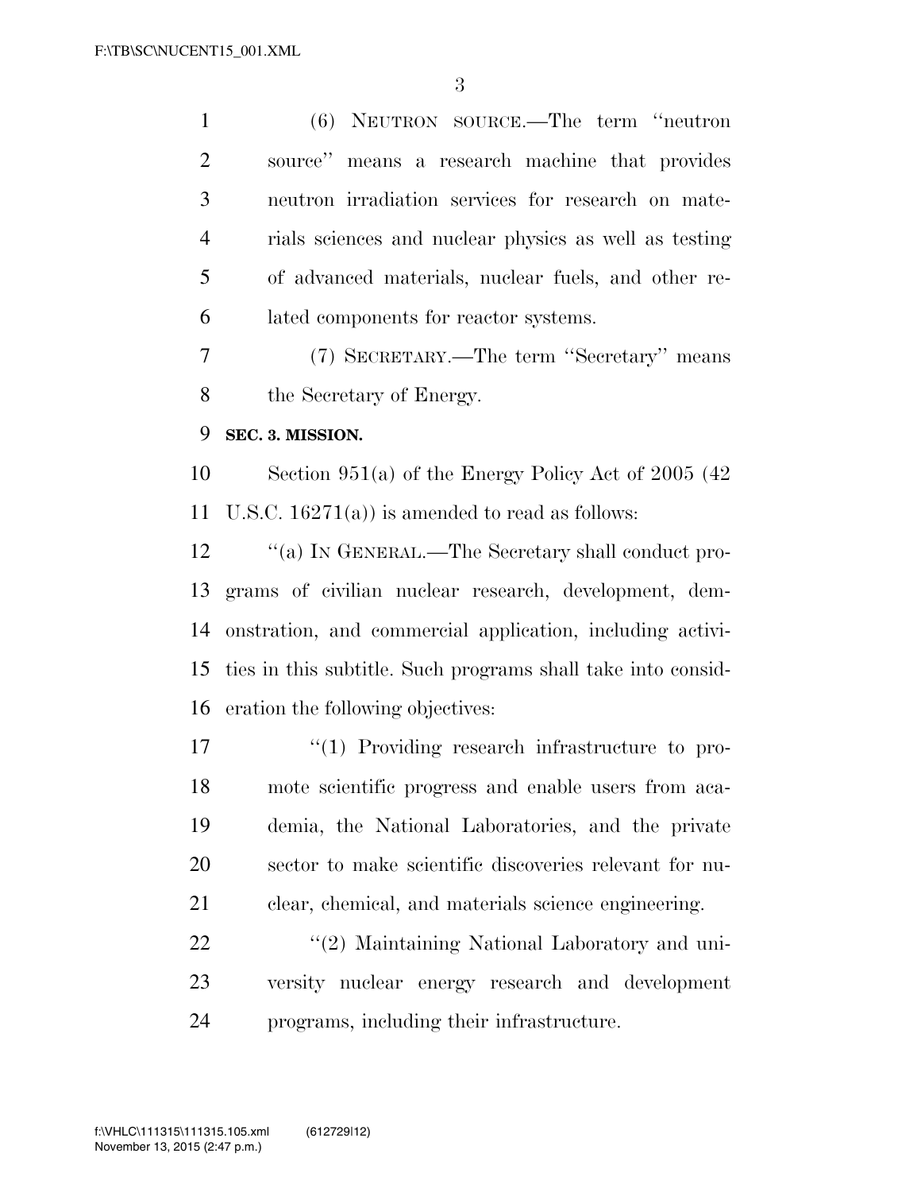(6) NEUTRON SOURCE.—The term ''neutron source'' means a research machine that provides neutron irradiation services for research on materials sciences and nuclear physics as well as testing of advanced materials, nuclear fuels, and other related components for reactor systems.

(7) SECRETARY.—The term ''Secretary'' means the Secretary of Energy.

**SEC. 3. MISSION.**

Section 951(a) of the Energy Policy Act of 2005 (42 U.S.C. 16271(a)) is amended to read as follows:

''(a) IN GENERAL.—The Secretary shall conduct programs of civilian nuclear research, development, demonstration, and commercial application, including activities in this subtitle. Such programs shall take into consideration the following objectives:

''(1) Providing research infrastructure to promote scientific progress and enable users from academia, the National Laboratories, and the private sector to make scientific discoveries relevant for nuclear, chemical, and materials science engineering.

''(2) Maintaining National Laboratory and university nuclear energy research and development programs, including their infrastructure.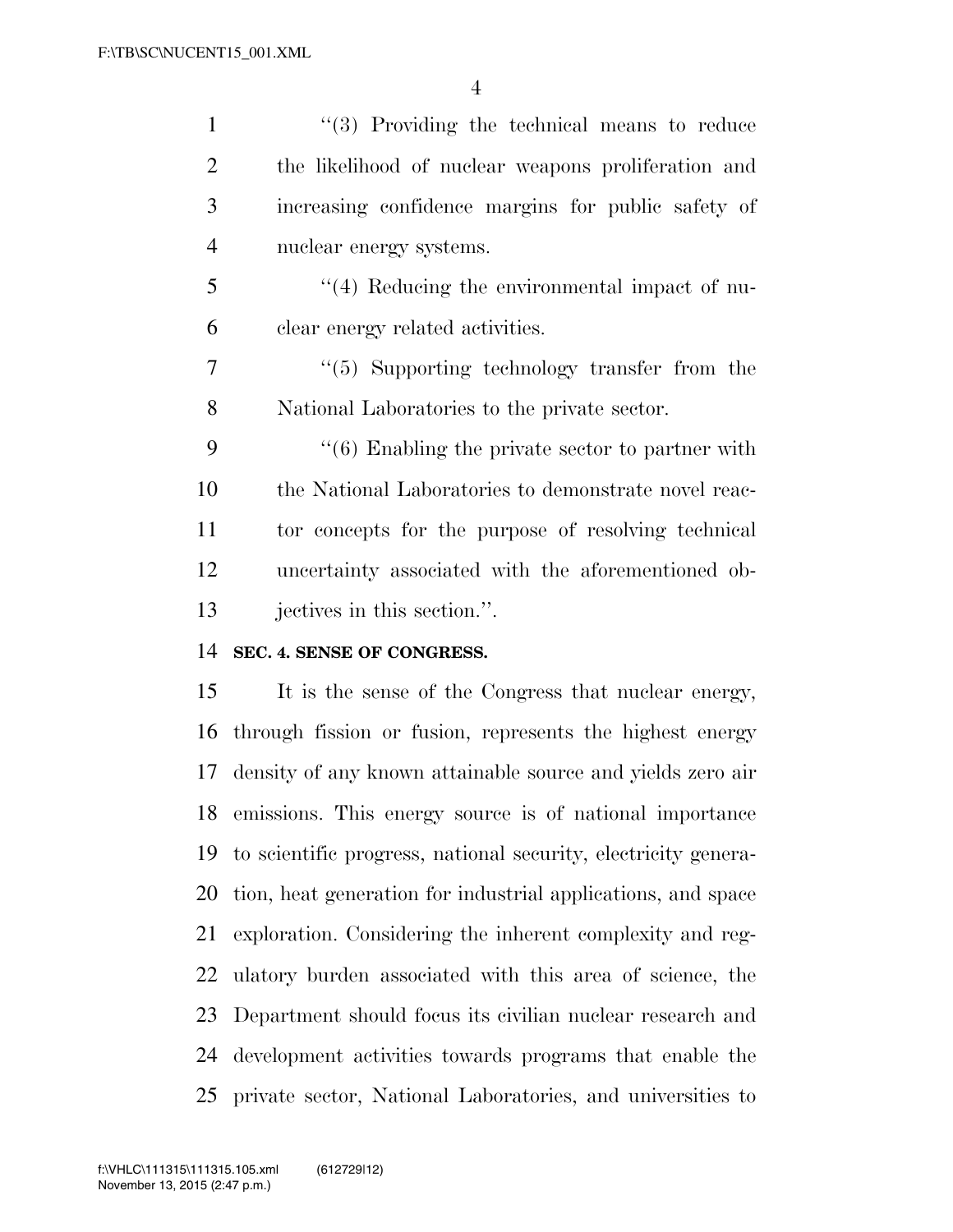"(3) Providing the technical means to reduce the likelihood of nuclear weapons proliferation and increasing confidence margins for public safety of nuclear energy systems.

"(4) Reducing the environmental impact of nuclear energy related activities.

"(5) Supporting technology transfer from the National Laboratories to the private sector.

"(6) Enabling the private sector to partner with the National Laboratories to demonstrate novel reactor concepts for the purpose of resolving technical uncertainty associated with the aforementioned objectives in this section.".

**SEC. 4. SENSE OF CONGRESS.**

It is the sense of the Congress that nuclear energy, through fission or fusion, represents the highest energy density of any known attainable source and yields zero air emissions. This energy source is of national importance to scientific progress, national security, electricity generation, heat generation for industrial applications, and space exploration. Considering the inherent complexity and regulatory burden associated with this area of science, the Department should focus its civilian nuclear research and development activities towards programs that enable the private sector, National Laboratories, and universities to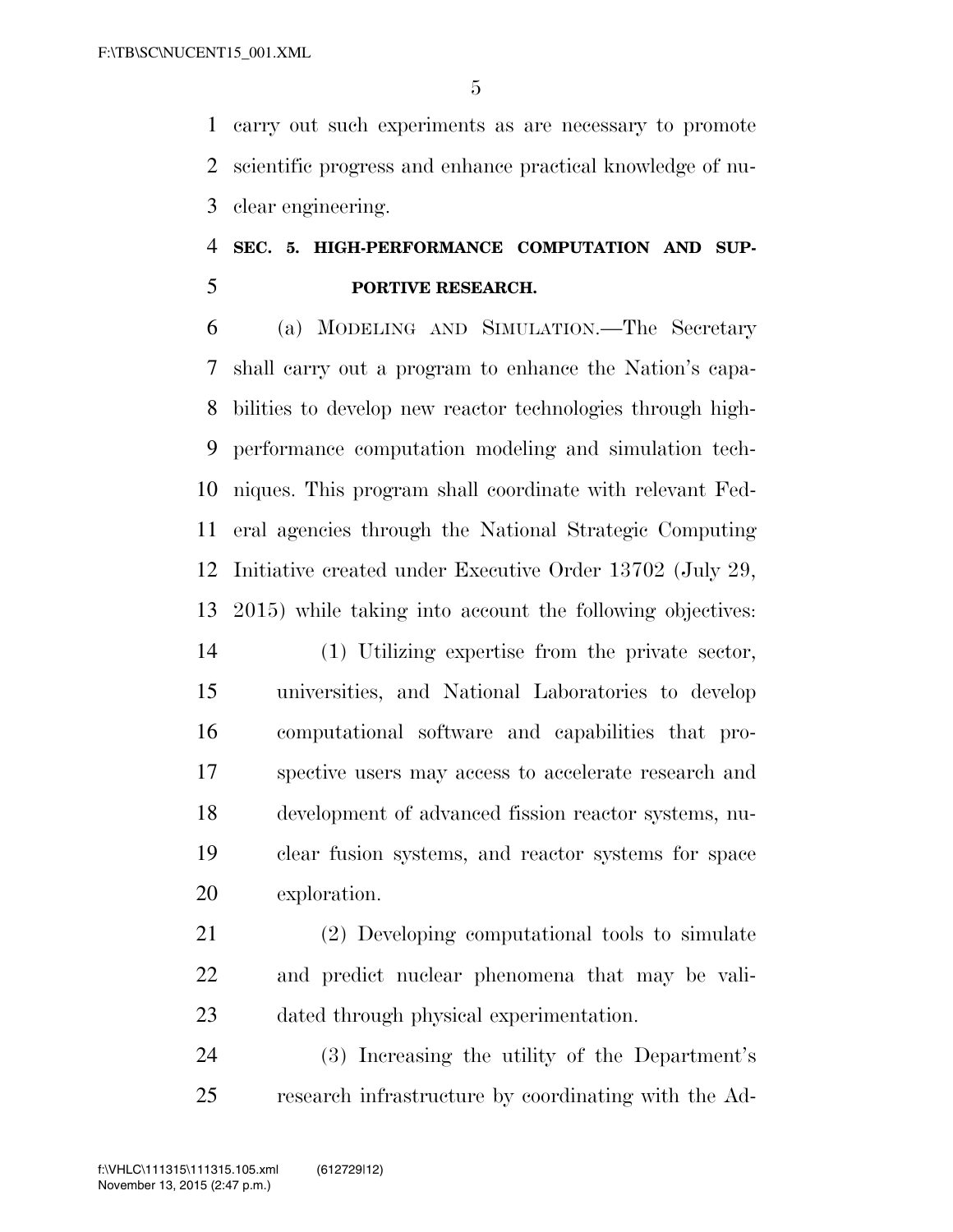carry out such experiments as are necessary to promote scientific progress and enhance practical knowledge of nuclear engineering.

## SEC. 5. HIGH-PERFORMANCE COMPUTATION AND SUPPORTIVE RESEARCH.

(a) MODELING AND SIMULATION.—The Secretary shall carry out a program to enhance the Nation's capabilities to develop new reactor technologies through high-performance computation modeling and simulation techniques. This program shall coordinate with relevant Federal agencies through the National Strategic Computing Initiative created under Executive Order 13702 (July 29, 2015) while taking into account the following objectives:

(1) Utilizing expertise from the private sector, universities, and National Laboratories to develop computational software and capabilities that prospective users may access to accelerate research and development of advanced fission reactor systems, nuclear fusion systems, and reactor systems for space exploration.

(2) Developing computational tools to simulate and predict nuclear phenomena that may be validated through physical experimentation.

(3) Increasing the utility of the Department's research infrastructure by coordinating with the Ad-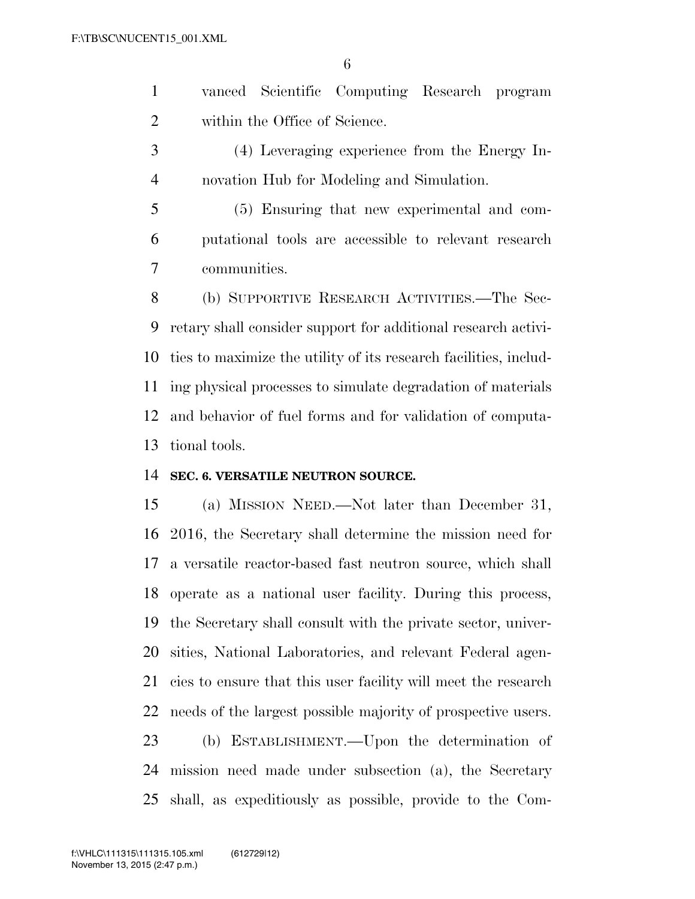vanced Scientific Computing Research program within the Office of Science.

(4) Leveraging experience from the Energy Innovation Hub for Modeling and Simulation.

(5) Ensuring that new experimental and computational tools are accessible to relevant research communities.

(b) SUPPORTIVE RESEARCH ACTIVITIES.—The Secretary shall consider support for additional research activities to maximize the utility of its research facilities, including physical processes to simulate degradation of materials and behavior of fuel forms and for validation of computational tools.

**SEC. 6. VERSATILE NEUTRON SOURCE.**

(a) MISSION NEED.—Not later than December 31, 2016, the Secretary shall determine the mission need for a versatile reactor-based fast neutron source, which shall operate as a national user facility. During this process, the Secretary shall consult with the private sector, universities, National Laboratories, and relevant Federal agencies to ensure that this user facility will meet the research needs of the largest possible majority of prospective users.

(b) ESTABLISHMENT.—Upon the determination of mission need made under subsection (a), the Secretary shall, as expeditiously as possible, provide to the Com-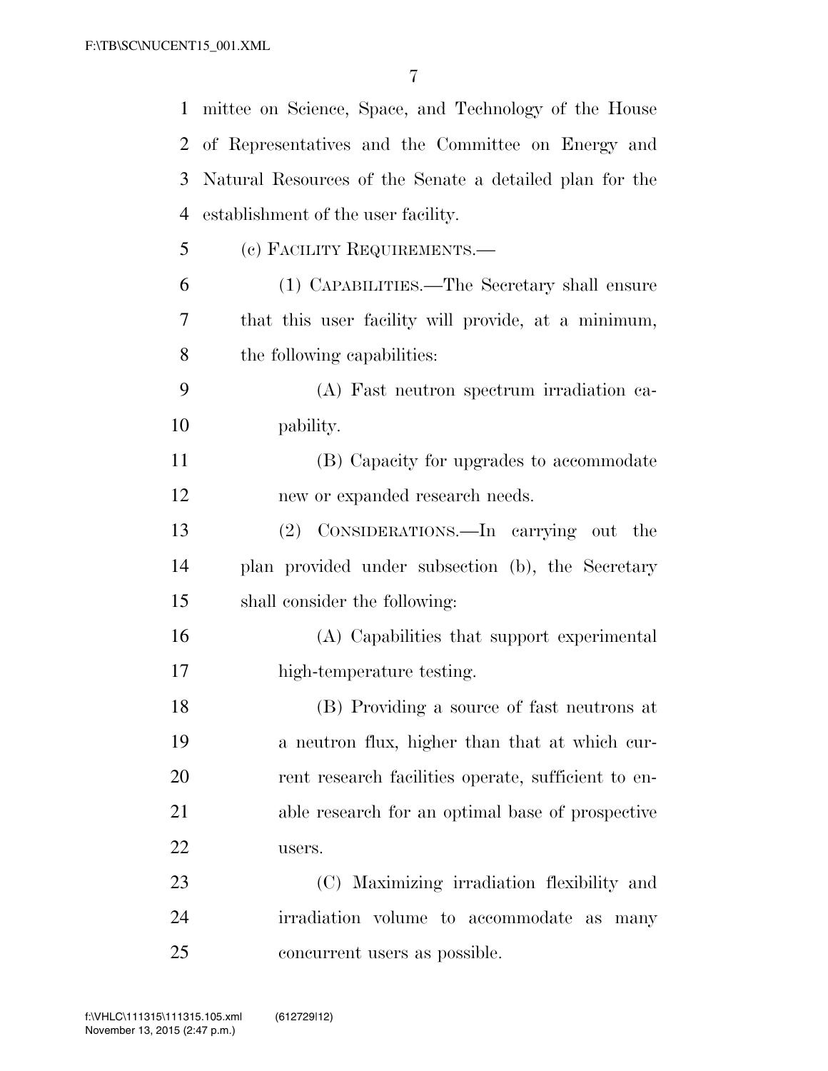mittee on Science, Space, and Technology of the House of Representatives and the Committee on Energy and Natural Resources of the Senate a detailed plan for the establishment of the user facility.

(c) FACILITY REQUIREMENTS.—

(1) CAPABILITIES.—The Secretary shall ensure that this user facility will provide, at a minimum, the following capabilities:

(A) Fast neutron spectrum irradiation capability.

(B) Capacity for upgrades to accommodate new or expanded research needs.

(2) CONSIDERATIONS.—In carrying out the plan provided under subsection (b), the Secretary shall consider the following:

(A) Capabilities that support experimental high-temperature testing.

(B) Providing a source of fast neutrons at a neutron flux, higher than that at which current research facilities operate, sufficient to enable research for an optimal base of prospective users.

(C) Maximizing irradiation flexibility and irradiation volume to accommodate as many concurrent users as possible.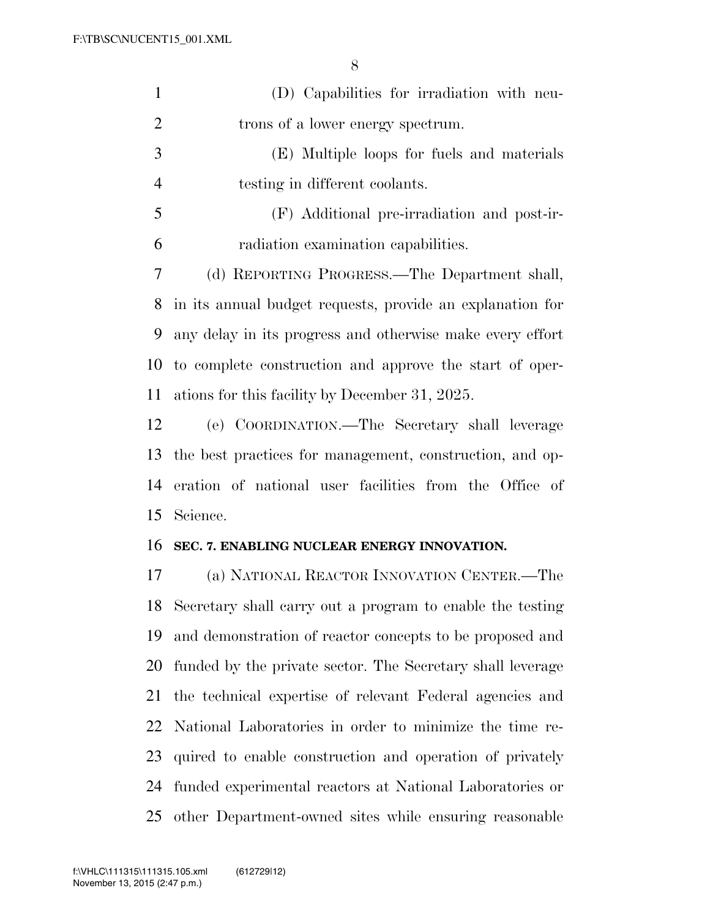(D) Capabilities for irradiation with neutrons of a lower energy spectrum.

(E) Multiple loops for fuels and materials testing in different coolants.

(F) Additional pre-irradiation and post-irradiation examination capabilities.

(d) REPORTING PROGRESS.—The Department shall, in its annual budget requests, provide an explanation for any delay in its progress and otherwise make every effort to complete construction and approve the start of operations for this facility by December 31, 2025.

(e) COORDINATION.—The Secretary shall leverage the best practices for management, construction, and operation of national user facilities from the Office of Science.

**SEC. 7. ENABLING NUCLEAR ENERGY INNOVATION.**

(a) NATIONAL REACTOR INNOVATION CENTER.—The Secretary shall carry out a program to enable the testing and demonstration of reactor concepts to be proposed and funded by the private sector. The Secretary shall leverage the technical expertise of relevant Federal agencies and National Laboratories in order to minimize the time required to enable construction and operation of privately funded experimental reactors at National Laboratories or other Department-owned sites while ensuring reasonable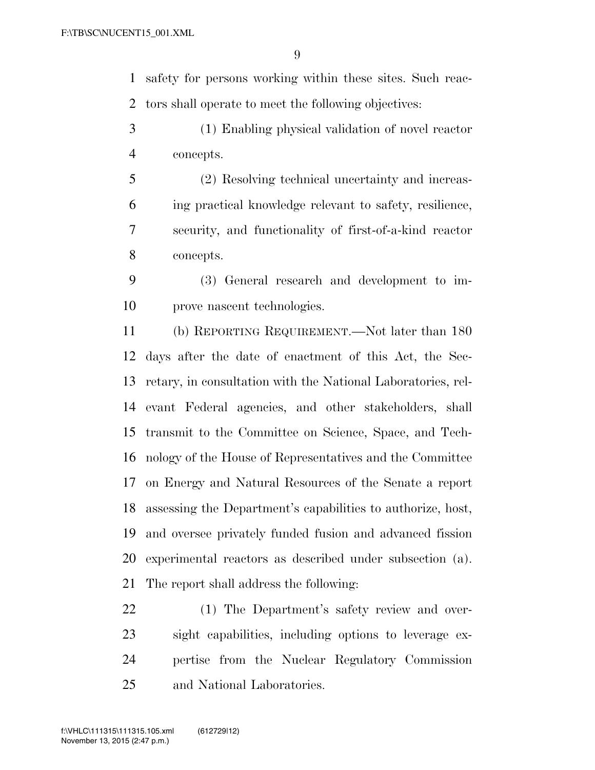safety for persons working within these sites. Such reactors shall operate to meet the following objectives:

(1) Enabling physical validation of novel reactor concepts.

(2) Resolving technical uncertainty and increasing practical knowledge relevant to safety, resilience, security, and functionality of first-of-a-kind reactor concepts.

(3) General research and development to improve nascent technologies.

(b) REPORTING REQUIREMENT.—Not later than 180 days after the date of enactment of this Act, the Secretary, in consultation with the National Laboratories, relevant Federal agencies, and other stakeholders, shall transmit to the Committee on Science, Space, and Technology of the House of Representatives and the Committee on Energy and Natural Resources of the Senate a report assessing the Department's capabilities to authorize, host, and oversee privately funded fusion and advanced fission experimental reactors as described under subsection (a). The report shall address the following:

(1) The Department's safety review and oversight capabilities, including options to leverage expertise from the Nuclear Regulatory Commission and National Laboratories.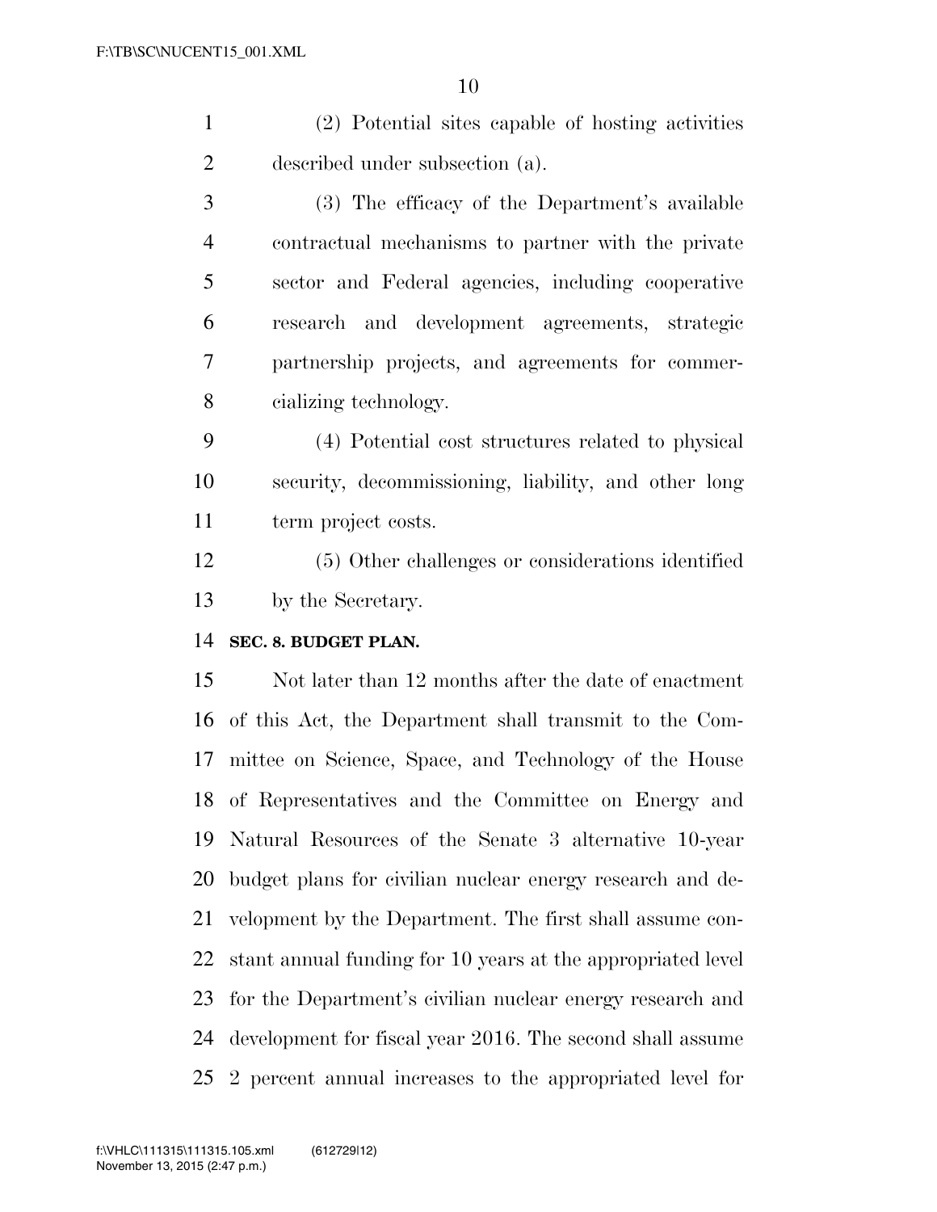(2) Potential sites capable of hosting activities described under subsection (a).

(3) The efficacy of the Department's available contractual mechanisms to partner with the private sector and Federal agencies, including cooperative research and development agreements, strategic partnership projects, and agreements for commercializing technology.

(4) Potential cost structures related to physical security, decommissioning, liability, and other long term project costs.

(5) Other challenges or considerations identified by the Secretary.

**SEC. 8. BUDGET PLAN.**

Not later than 12 months after the date of enactment of this Act, the Department shall transmit to the Committee on Science, Space, and Technology of the House of Representatives and the Committee on Energy and Natural Resources of the Senate 3 alternative 10-year budget plans for civilian nuclear energy research and development by the Department. The first shall assume constant annual funding for 10 years at the appropriated level for the Department's civilian nuclear energy research and development for fiscal year 2016. The second shall assume 2 percent annual increases to the appropriated level for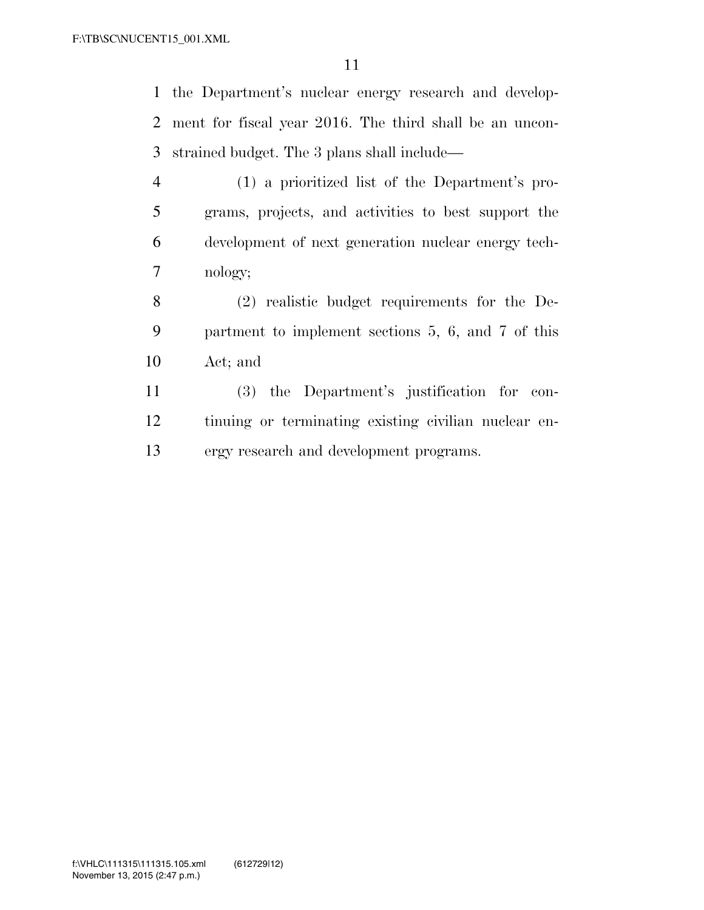the Department's nuclear energy research and development for fiscal year 2016. The third shall be an unconstrained budget. The 3 plans shall include—

(1) a prioritized list of the Department's programs, projects, and activities to best support the development of next generation nuclear energy technology;

(2) realistic budget requirements for the Department to implement sections 5, 6, and 7 of this Act; and

(3) the Department's justification for continuing or terminating existing civilian nuclear energy research and development programs.